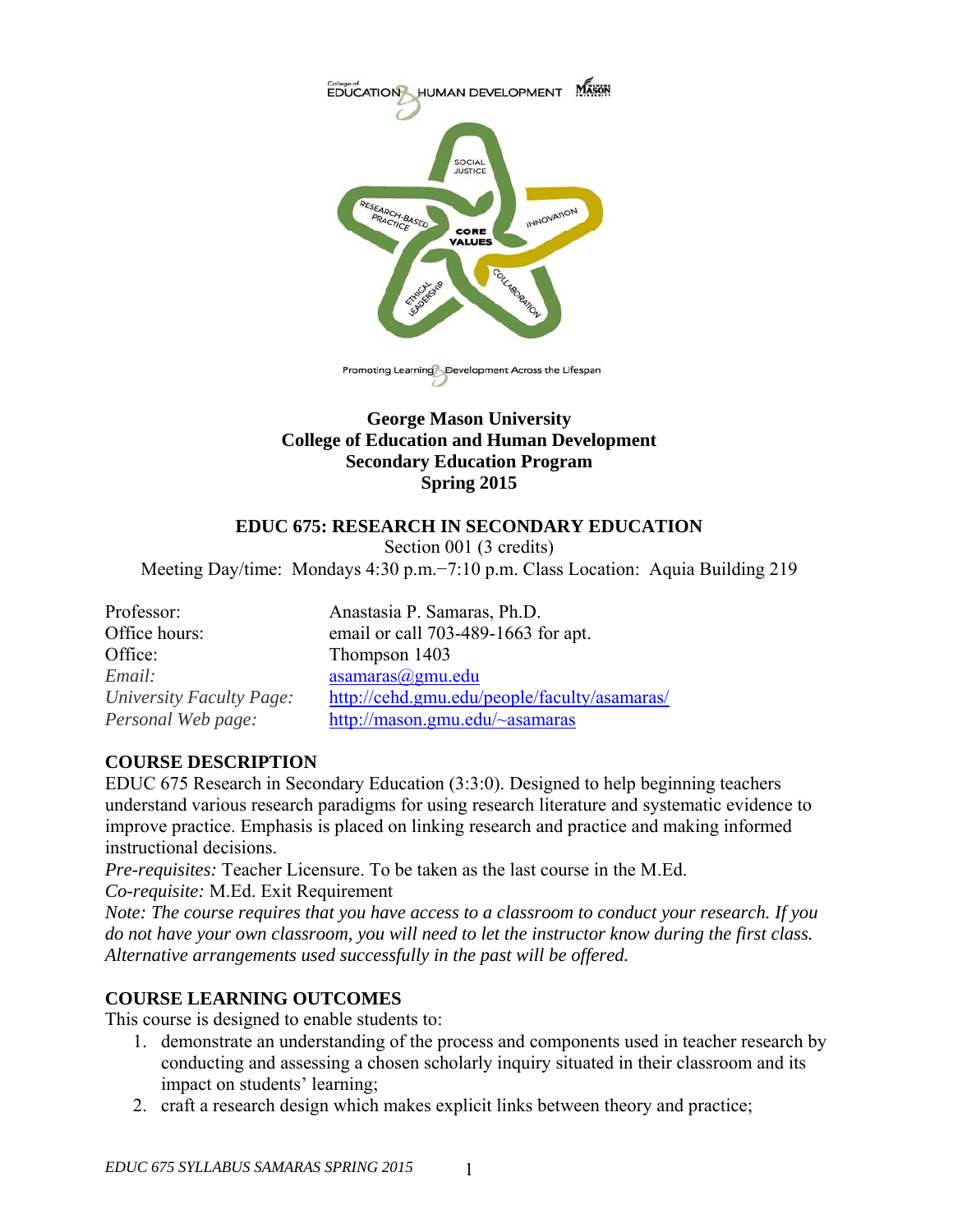**George Mason University**
**College of Education and Human Development**
**Secondary Education Program**
**Spring 2015**

## EDUC 675: RESEARCH IN SECONDARY EDUCATION

Section 001 (3 credits)

Meeting Day/time: Mondays 4:30 p.m.−7:10 p.m. Class Location: Aquia Building 219

| | |
|---|---|
| Professor: | Anastasia P. Samaras, Ph.D. |
| Office hours: | email or call 703-489-1663 for apt. |
| Office: | Thompson 1403 |
| *Email:* | asamaras@gmu.edu |
| *University Faculty Page:* | http://cehd.gmu.edu/people/faculty/asamaras/ |
| *Personal Web page:* | http://mason.gmu.edu/~asamaras |

### COURSE DESCRIPTION

EDUC 675 Research in Secondary Education (3:3:0). Designed to help beginning teachers understand various research paradigms for using research literature and systematic evidence to improve practice. Emphasis is placed on linking research and practice and making informed instructional decisions.

*Pre-requisites:* Teacher Licensure. To be taken as the last course in the M.Ed.

*Co-requisite:* M.Ed. Exit Requirement

*Note: The course requires that you have access to a classroom to conduct your research. If you do not have your own classroom, you will need to let the instructor know during the first class. Alternative arrangements used successfully in the past will be offered.*

### COURSE LEARNING OUTCOMES

This course is designed to enable students to:

1. demonstrate an understanding of the process and components used in teacher research by conducting and assessing a chosen scholarly inquiry situated in their classroom and its impact on students' learning;
2. craft a research design which makes explicit links between theory and practice;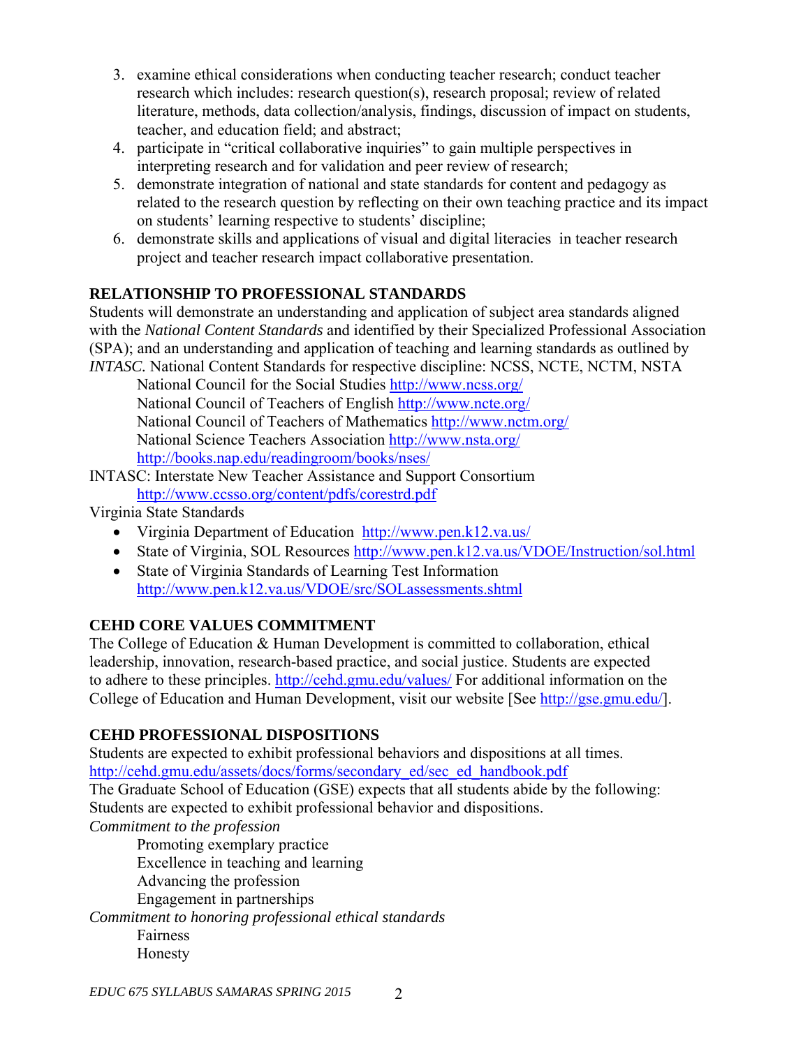3. examine ethical considerations when conducting teacher research; conduct teacher research which includes: research question(s), research proposal; review of related literature, methods, data collection/analysis, findings, discussion of impact on students, teacher, and education field; and abstract;
4. participate in "critical collaborative inquiries" to gain multiple perspectives in interpreting research and for validation and peer review of research;
5. demonstrate integration of national and state standards for content and pedagogy as related to the research question by reflecting on their own teaching practice and its impact on students' learning respective to students' discipline;
6. demonstrate skills and applications of visual and digital literacies in teacher research project and teacher research impact collaborative presentation.

**RELATIONSHIP TO PROFESSIONAL STANDARDS**

Students will demonstrate an understanding and application of subject area standards aligned with the *National Content Standards* and identified by their Specialized Professional Association (SPA); and an understanding and application of teaching and learning standards as outlined by *INTASC.* National Content Standards for respective discipline: NCSS, NCTE, NCTM, NSTA

National Council for the Social Studies http://www.ncss.org/
National Council of Teachers of English http://www.ncte.org/
National Council of Teachers of Mathematics http://www.nctm.org/
National Science Teachers Association http://www.nsta.org/
http://books.nap.edu/readingroom/books/nses/

INTASC: Interstate New Teacher Assistance and Support Consortium
http://www.ccsso.org/content/pdfs/corestrd.pdf

Virginia State Standards

- Virginia Department of Education http://www.pen.k12.va.us/
- State of Virginia, SOL Resources http://www.pen.k12.va.us/VDOE/Instruction/sol.html
- State of Virginia Standards of Learning Test Information http://www.pen.k12.va.us/VDOE/src/SOLassessments.shtml

**CEHD CORE VALUES COMMITMENT**

The College of Education & Human Development is committed to collaboration, ethical leadership, innovation, research-based practice, and social justice. Students are expected to adhere to these principles. http://cehd.gmu.edu/values/ For additional information on the College of Education and Human Development, visit our website [See http://gse.gmu.edu/].

**CEHD PROFESSIONAL DISPOSITIONS**

Students are expected to exhibit professional behaviors and dispositions at all times.
http://cehd.gmu.edu/assets/docs/forms/secondary_ed/sec_ed_handbook.pdf
The Graduate School of Education (GSE) expects that all students abide by the following:
Students are expected to exhibit professional behavior and dispositions.

*Commitment to the profession*

Promoting exemplary practice
Excellence in teaching and learning
Advancing the profession
Engagement in partnerships

*Commitment to honoring professional ethical standards*

Fairness
Honesty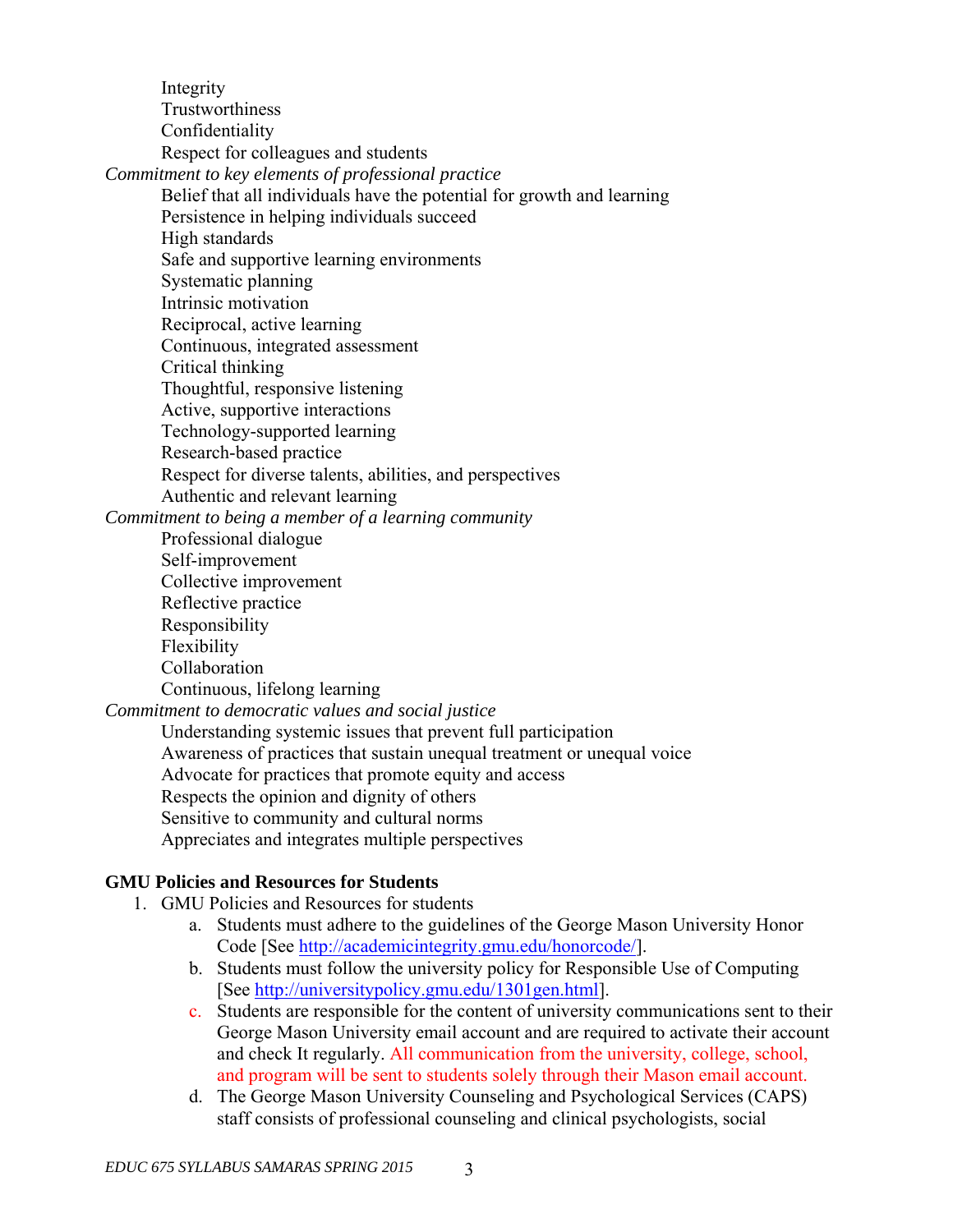Integrity
Trustworthiness
Confidentiality
Respect for colleagues and students

*Commitment to key elements of professional practice*

Belief that all individuals have the potential for growth and learning
Persistence in helping individuals succeed
High standards
Safe and supportive learning environments
Systematic planning
Intrinsic motivation
Reciprocal, active learning
Continuous, integrated assessment
Critical thinking
Thoughtful, responsive listening
Active, supportive interactions
Technology-supported learning
Research-based practice
Respect for diverse talents, abilities, and perspectives
Authentic and relevant learning

*Commitment to being a member of a learning community*

Professional dialogue
Self-improvement
Collective improvement
Reflective practice
Responsibility
Flexibility
Collaboration
Continuous, lifelong learning

*Commitment to democratic values and social justice*

Understanding systemic issues that prevent full participation
Awareness of practices that sustain unequal treatment or unequal voice
Advocate for practices that promote equity and access
Respects the opinion and dignity of others
Sensitive to community and cultural norms
Appreciates and integrates multiple perspectives

**GMU Policies and Resources for Students**

1. GMU Policies and Resources for students
   a. Students must adhere to the guidelines of the George Mason University Honor Code [See http://academicintegrity.gmu.edu/honorcode/].
   b. Students must follow the university policy for Responsible Use of Computing [See http://universitypolicy.gmu.edu/1301gen.html].
   c. Students are responsible for the content of university communications sent to their George Mason University email account and are required to activate their account and check It regularly. All communication from the university, college, school, and program will be sent to students solely through their Mason email account.
   d. The George Mason University Counseling and Psychological Services (CAPS) staff consists of professional counseling and clinical psychologists, social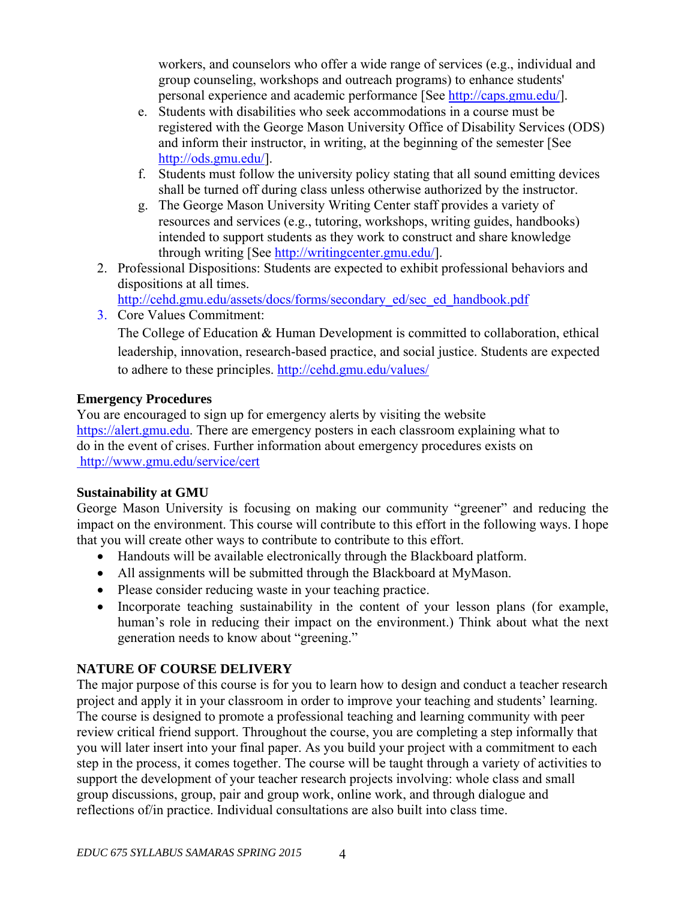workers, and counselors who offer a wide range of services (e.g., individual and group counseling, workshops and outreach programs) to enhance students' personal experience and academic performance [See http://caps.gmu.edu/].

e. Students with disabilities who seek accommodations in a course must be registered with the George Mason University Office of Disability Services (ODS) and inform their instructor, in writing, at the beginning of the semester [See http://ods.gmu.edu/].

f. Students must follow the university policy stating that all sound emitting devices shall be turned off during class unless otherwise authorized by the instructor.

g. The George Mason University Writing Center staff provides a variety of resources and services (e.g., tutoring, workshops, writing guides, handbooks) intended to support students as they work to construct and share knowledge through writing [See http://writingcenter.gmu.edu/].

2. Professional Dispositions: Students are expected to exhibit professional behaviors and dispositions at all times.
   http://cehd.gmu.edu/assets/docs/forms/secondary_ed/sec_ed_handbook.pdf
3. Core Values Commitment:
   The College of Education & Human Development is committed to collaboration, ethical leadership, innovation, research-based practice, and social justice. Students are expected to adhere to these principles. http://cehd.gmu.edu/values/

**Emergency Procedures**

You are encouraged to sign up for emergency alerts by visiting the website https://alert.gmu.edu. There are emergency posters in each classroom explaining what to do in the event of crises. Further information about emergency procedures exists on http://www.gmu.edu/service/cert

**Sustainability at GMU**

George Mason University is focusing on making our community "greener" and reducing the impact on the environment. This course will contribute to this effort in the following ways. I hope that you will create other ways to contribute to contribute to this effort.

- Handouts will be available electronically through the Blackboard platform.
- All assignments will be submitted through the Blackboard at MyMason.
- Please consider reducing waste in your teaching practice.
- Incorporate teaching sustainability in the content of your lesson plans (for example, human's role in reducing their impact on the environment.) Think about what the next generation needs to know about "greening."

**NATURE OF COURSE DELIVERY**

The major purpose of this course is for you to learn how to design and conduct a teacher research project and apply it in your classroom in order to improve your teaching and students' learning. The course is designed to promote a professional teaching and learning community with peer review critical friend support. Throughout the course, you are completing a step informally that you will later insert into your final paper. As you build your project with a commitment to each step in the process, it comes together. The course will be taught through a variety of activities to support the development of your teacher research projects involving: whole class and small group discussions, group, pair and group work, online work, and through dialogue and reflections of/in practice. Individual consultations are also built into class time.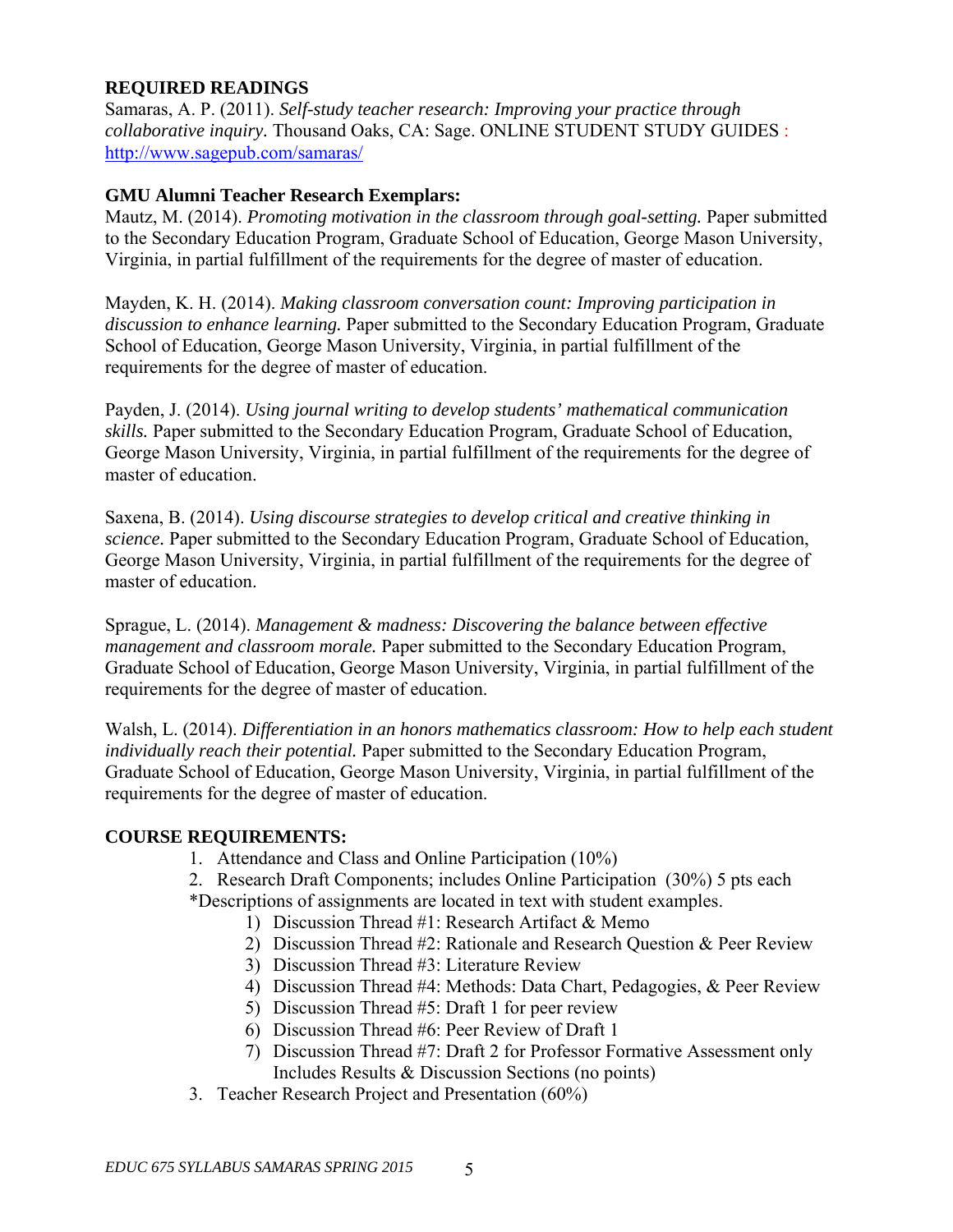**REQUIRED READINGS**

Samaras, A. P. (2011). *Self-study teacher research: Improving your practice through collaborative inquiry.* Thousand Oaks, CA: Sage. ONLINE STUDENT STUDY GUIDES : http://www.sagepub.com/samaras/

**GMU Alumni Teacher Research Exemplars:**

Mautz, M. (2014). *Promoting motivation in the classroom through goal-setting.* Paper submitted to the Secondary Education Program, Graduate School of Education, George Mason University, Virginia, in partial fulfillment of the requirements for the degree of master of education.

Mayden, K. H. (2014). *Making classroom conversation count: Improving participation in discussion to enhance learning.* Paper submitted to the Secondary Education Program, Graduate School of Education, George Mason University, Virginia, in partial fulfillment of the requirements for the degree of master of education.

Payden, J. (2014). *Using journal writing to develop students' mathematical communication skills.* Paper submitted to the Secondary Education Program, Graduate School of Education, George Mason University, Virginia, in partial fulfillment of the requirements for the degree of master of education.

Saxena, B. (2014). *Using discourse strategies to develop critical and creative thinking in science.* Paper submitted to the Secondary Education Program, Graduate School of Education, George Mason University, Virginia, in partial fulfillment of the requirements for the degree of master of education.

Sprague, L. (2014). *Management & madness: Discovering the balance between effective management and classroom morale.* Paper submitted to the Secondary Education Program, Graduate School of Education, George Mason University, Virginia, in partial fulfillment of the requirements for the degree of master of education.

Walsh, L. (2014). *Differentiation in an honors mathematics classroom: How to help each student individually reach their potential.* Paper submitted to the Secondary Education Program, Graduate School of Education, George Mason University, Virginia, in partial fulfillment of the requirements for the degree of master of education.

**COURSE REQUIREMENTS:**

1. Attendance and Class and Online Participation (10%)
2. Research Draft Components; includes Online Participation (30%) 5 pts each
   *Descriptions of assignments are located in text with student examples.
   1) Discussion Thread #1: Research Artifact & Memo
   2) Discussion Thread #2: Rationale and Research Question & Peer Review
   3) Discussion Thread #3: Literature Review
   4) Discussion Thread #4: Methods: Data Chart, Pedagogies, & Peer Review
   5) Discussion Thread #5: Draft 1 for peer review
   6) Discussion Thread #6: Peer Review of Draft 1
   7) Discussion Thread #7: Draft 2 for Professor Formative Assessment only Includes Results & Discussion Sections (no points)
3. Teacher Research Project and Presentation (60%)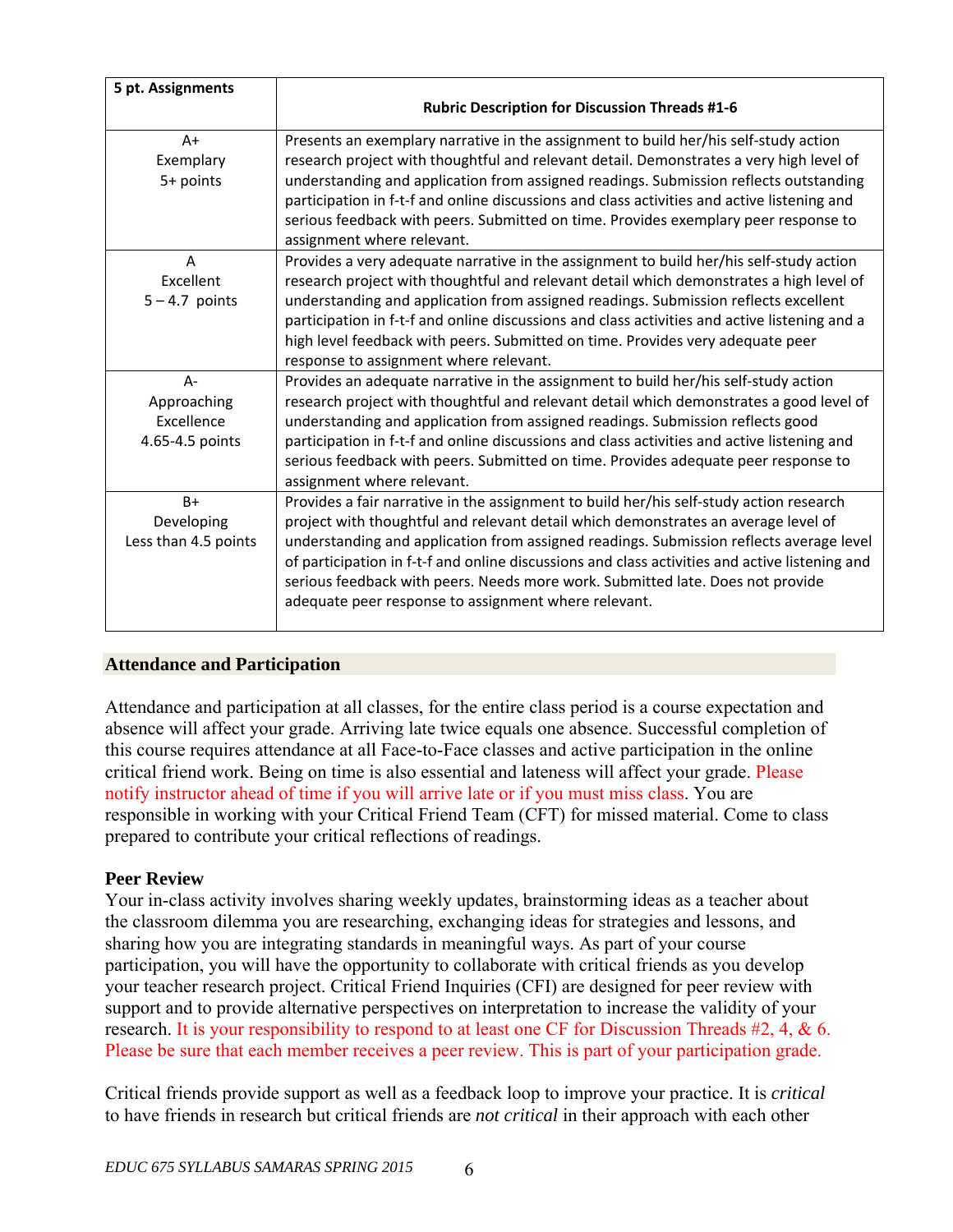| 5 pt. Assignments | Rubric Description for Discussion Threads #1-6 |
|---|---|
| A+<br>Exemplary<br>5+ points | Presents an exemplary narrative in the assignment to build her/his self-study action research project with thoughtful and relevant detail. Demonstrates a very high level of understanding and application from assigned readings. Submission reflects outstanding participation in f-t-f and online discussions and class activities and active listening and serious feedback with peers. Submitted on time. Provides exemplary peer response to assignment where relevant. |
| A<br>Excellent<br>5 – 4.7 points | Provides a very adequate narrative in the assignment to build her/his self-study action research project with thoughtful and relevant detail which demonstrates a high level of understanding and application from assigned readings. Submission reflects excellent participation in f-t-f and online discussions and class activities and active listening and a high level feedback with peers. Submitted on time. Provides very adequate peer response to assignment where relevant. |
| A-<br>Approaching Excellence<br>4.65-4.5 points | Provides an adequate narrative in the assignment to build her/his self-study action research project with thoughtful and relevant detail which demonstrates a good level of understanding and application from assigned readings. Submission reflects good participation in f-t-f and online discussions and class activities and active listening and serious feedback with peers. Submitted on time. Provides adequate peer response to assignment where relevant. |
| B+<br>Developing<br>Less than 4.5 points | Provides a fair narrative in the assignment to build her/his self-study action research project with thoughtful and relevant detail which demonstrates an average level of understanding and application from assigned readings. Submission reflects average level of participation in f-t-f and online discussions and class activities and active listening and serious feedback with peers. Needs more work. Submitted late. Does not provide adequate peer response to assignment where relevant. |

## Attendance and Participation

Attendance and participation at all classes, for the entire class period is a course expectation and absence will affect your grade. Arriving late twice equals one absence. Successful completion of this course requires attendance at all Face-to-Face classes and active participation in the online critical friend work. Being on time is also essential and lateness will affect your grade. Please notify instructor ahead of time if you will arrive late or if you must miss class. You are responsible in working with your Critical Friend Team (CFT) for missed material. Come to class prepared to contribute your critical reflections of readings.

**Peer Review**

Your in-class activity involves sharing weekly updates, brainstorming ideas as a teacher about the classroom dilemma you are researching, exchanging ideas for strategies and lessons, and sharing how you are integrating standards in meaningful ways. As part of your course participation, you will have the opportunity to collaborate with critical friends as you develop your teacher research project. Critical Friend Inquiries (CFI) are designed for peer review with support and to provide alternative perspectives on interpretation to increase the validity of your research. It is your responsibility to respond to at least one CF for Discussion Threads #2, 4, & 6. Please be sure that each member receives a peer review. This is part of your participation grade.

Critical friends provide support as well as a feedback loop to improve your practice. It is *critical* to have friends in research but critical friends are *not critical* in their approach with each other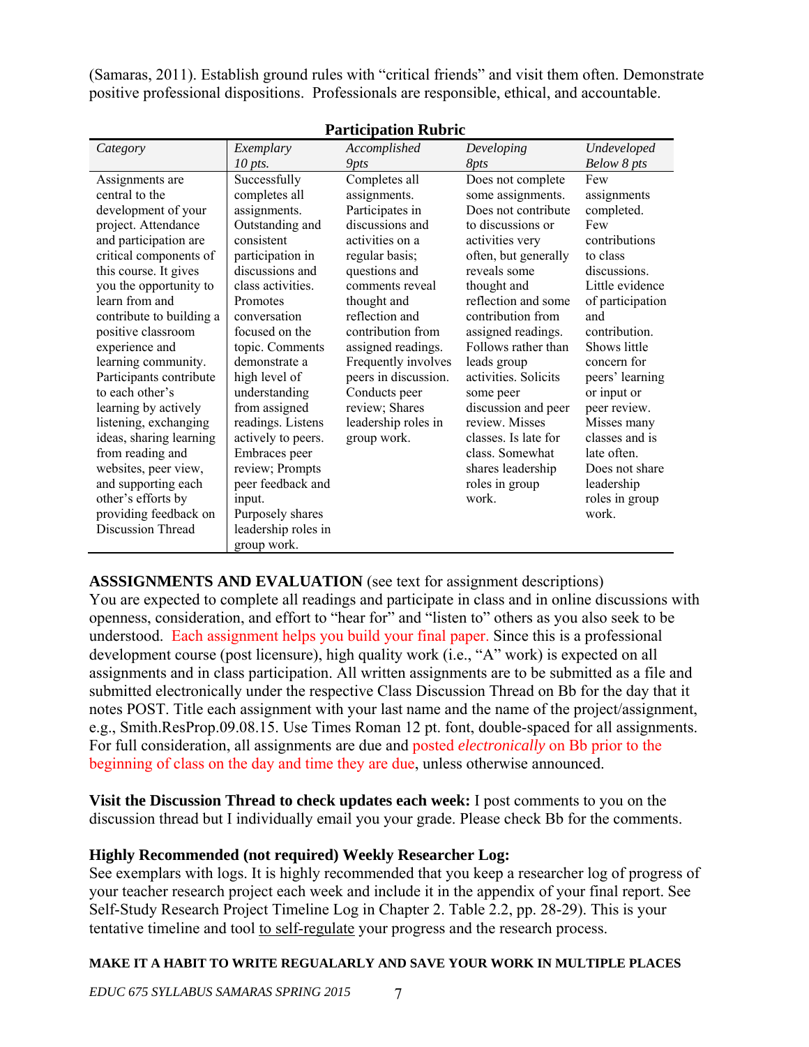(Samaras, 2011). Establish ground rules with "critical friends" and visit them often. Demonstrate positive professional dispositions. Professionals are responsible, ethical, and accountable.

**Participation Rubric**

| *Category* | *Exemplary 10 pts.* | *Accomplished 9pts* | *Developing 8pts* | *Undeveloped Below 8 pts* |
|---|---|---|---|---|
| Assignments are central to the development of your project. Attendance and participation are critical components of this course. It gives you the opportunity to learn from and contribute to building a positive classroom experience and learning community. Participants contribute to each other's learning by actively listening, exchanging ideas, sharing learning from reading and websites, peer view, and supporting each other's efforts by providing feedback on Discussion Thread | Successfully completes all assignments. Outstanding and consistent participation in discussions and class activities. Promotes conversation focused on the topic. Comments demonstrate a high level of understanding from assigned readings. Listens actively to peers. Embraces peer review; Prompts peer feedback and input. Purposely shares leadership roles in group work. | Completes all assignments. Participates in discussions and activities on a regular basis; questions and comments reveal thought and reflection and contribution from assigned readings. Frequently involves peers in discussion. Conducts peer review; Shares leadership roles in group work. | Does not complete some assignments. Does not contribute to discussions or activities very often, but generally reveals some thought and reflection and some contribution from assigned readings. Follows rather than leads group activities. Solicits some peer discussion and peer review. Misses classes. Is late for class. Somewhat shares leadership roles in group work. | Few assignments completed. Few contributions to class discussions. Little evidence of participation and contribution. Shows little concern for peers' learning or input or peer review. Misses many classes and is late often. Does not share leadership roles in group work. |

**ASSSIGNMENTS AND EVALUATION** (see text for assignment descriptions)
You are expected to complete all readings and participate in class and in online discussions with openness, consideration, and effort to "hear for" and "listen to" others as you also seek to be understood. Each assignment helps you build your final paper. Since this is a professional development course (post licensure), high quality work (i.e., "A" work) is expected on all assignments and in class participation. All written assignments are to be submitted as a file and submitted electronically under the respective Class Discussion Thread on Bb for the day that it notes POST. Title each assignment with your last name and the name of the project/assignment, e.g., Smith.ResProp.09.08.15. Use Times Roman 12 pt. font, double-spaced for all assignments. For full consideration, all assignments are due and posted *electronically* on Bb prior to the beginning of class on the day and time they are due, unless otherwise announced.

**Visit the Discussion Thread to check updates each week:** I post comments to you on the discussion thread but I individually email you your grade. Please check Bb for the comments.

**Highly Recommended (not required) Weekly Researcher Log:**
See exemplars with logs. It is highly recommended that you keep a researcher log of progress of your teacher research project each week and include it in the appendix of your final report. See Self-Study Research Project Timeline Log in Chapter 2. Table 2.2, pp. 28-29). This is your tentative timeline and tool to self-regulate your progress and the research process.

**MAKE IT A HABIT TO WRITE REGUALARLY AND SAVE YOUR WORK IN MULTIPLE PLACES**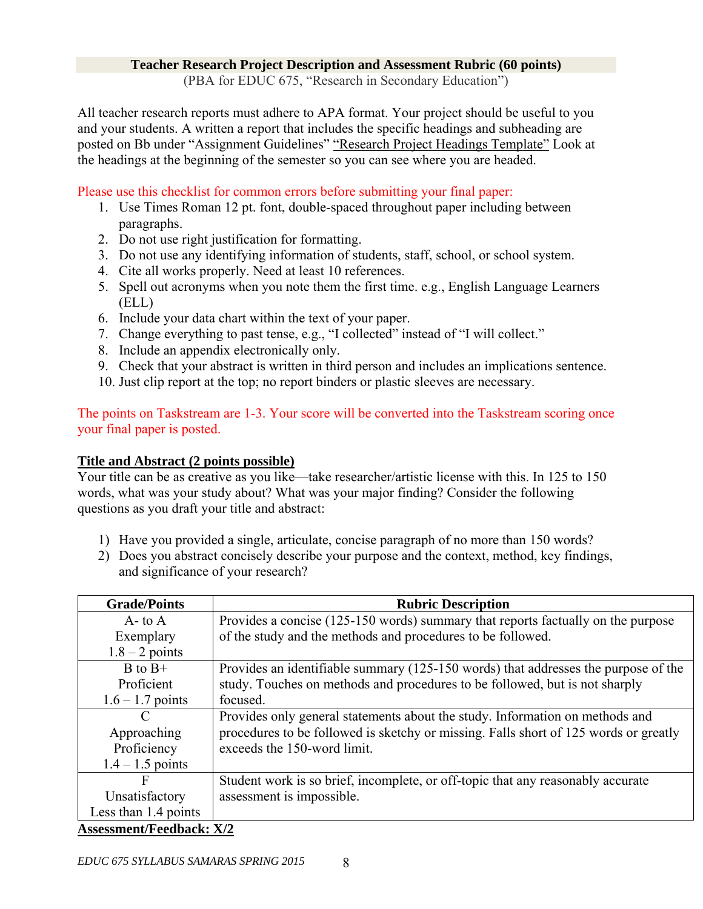**Teacher Research Project Description and Assessment Rubric (60 points)**
(PBA for EDUC 675, "Research in Secondary Education")

All teacher research reports must adhere to APA format. Your project should be useful to you and your students. A written a report that includes the specific headings and subheading are posted on Bb under "Assignment Guidelines" "Research Project Headings Template" Look at the headings at the beginning of the semester so you can see where you are headed.

Please use this checklist for common errors before submitting your final paper:

1. Use Times Roman 12 pt. font, double-spaced throughout paper including between paragraphs.
2. Do not use right justification for formatting.
3. Do not use any identifying information of students, staff, school, or school system.
4. Cite all works properly. Need at least 10 references.
5. Spell out acronyms when you note them the first time. e.g., English Language Learners (ELL)
6. Include your data chart within the text of your paper.
7. Change everything to past tense, e.g., "I collected" instead of "I will collect."
8. Include an appendix electronically only.
9. Check that your abstract is written in third person and includes an implications sentence.
10. Just clip report at the top; no report binders or plastic sleeves are necessary.

The points on Taskstream are 1-3. Your score will be converted into the Taskstream scoring once your final paper is posted.

**Title and Abstract (2 points possible)**

Your title can be as creative as you like—take researcher/artistic license with this. In 125 to 150 words, what was your study about? What was your major finding? Consider the following questions as you draft your title and abstract:

1) Have you provided a single, articulate, concise paragraph of no more than 150 words?
2) Does you abstract concisely describe your purpose and the context, method, key findings, and significance of your research?

| Grade/Points | Rubric Description |
|---|---|
| A- to A<br>Exemplary<br>1.8 – 2 points | Provides a concise (125-150 words) summary that reports factually on the purpose of the study and the methods and procedures to be followed. |
| B to B+<br>Proficient<br>1.6 – 1.7 points | Provides an identifiable summary (125-150 words) that addresses the purpose of the study. Touches on methods and procedures to be followed, but is not sharply focused. |
| C<br>Approaching Proficiency<br>1.4 – 1.5 points | Provides only general statements about the study. Information on methods and procedures to be followed is sketchy or missing. Falls short of 125 words or greatly exceeds the 150-word limit. |
| F<br>Unsatisfactory<br>Less than 1.4 points | Student work is so brief, incomplete, or off-topic that any reasonably accurate assessment is impossible. |

**Assessment/Feedback: X/2**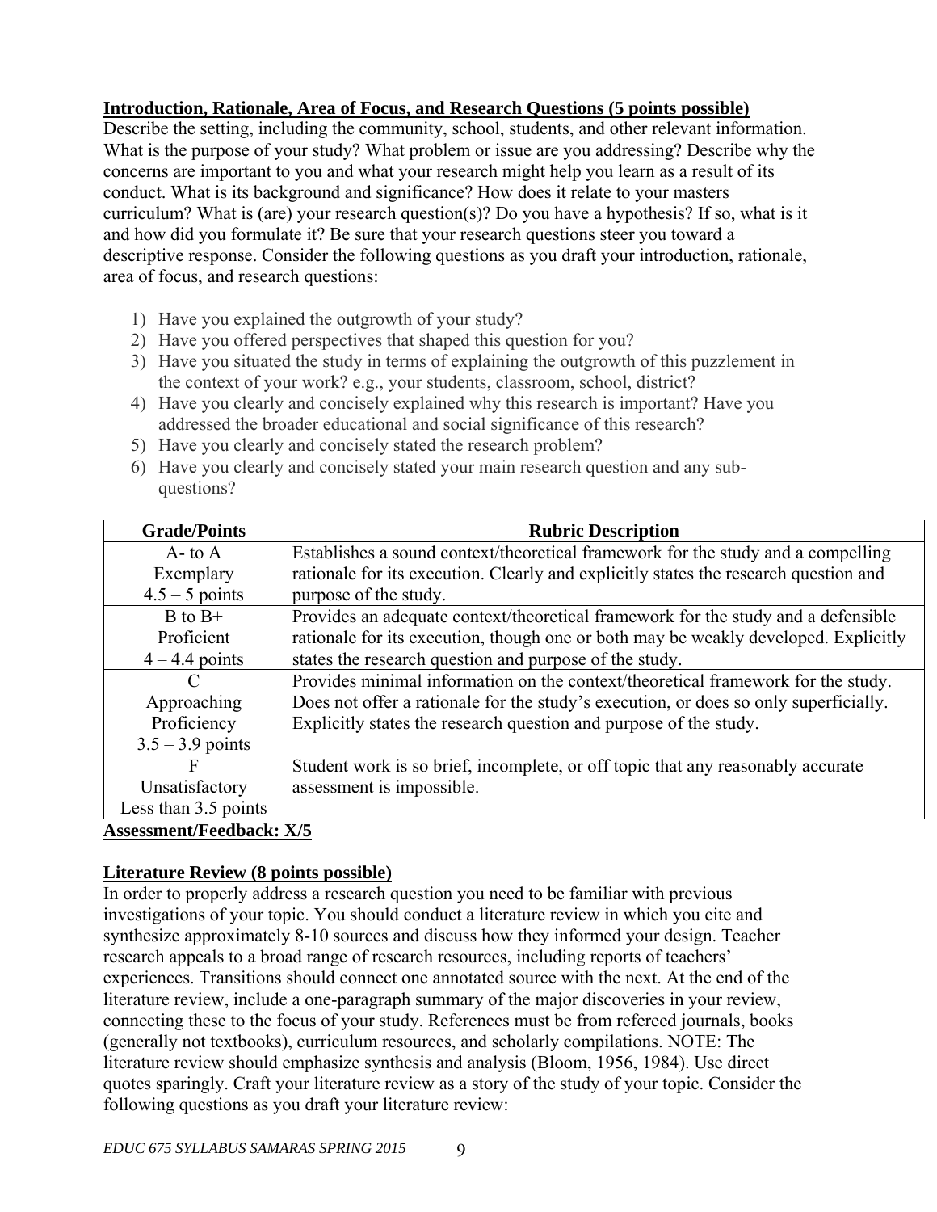**Introduction, Rationale, Area of Focus, and Research Questions (5 points possible)**

Describe the setting, including the community, school, students, and other relevant information. What is the purpose of your study? What problem or issue are you addressing? Describe why the concerns are important to you and what your research might help you learn as a result of its conduct. What is its background and significance? How does it relate to your masters curriculum? What is (are) your research question(s)? Do you have a hypothesis? If so, what is it and how did you formulate it? Be sure that your research questions steer you toward a descriptive response. Consider the following questions as you draft your introduction, rationale, area of focus, and research questions:

1) Have you explained the outgrowth of your study?
2) Have you offered perspectives that shaped this question for you?
3) Have you situated the study in terms of explaining the outgrowth of this puzzlement in the context of your work? e.g., your students, classroom, school, district?
4) Have you clearly and concisely explained why this research is important? Have you addressed the broader educational and social significance of this research?
5) Have you clearly and concisely stated the research problem?
6) Have you clearly and concisely stated your main research question and any sub-questions?

| Grade/Points | Rubric Description |
|---|---|
| A- to A<br>Exemplary<br>4.5 – 5 points | Establishes a sound context/theoretical framework for the study and a compelling rationale for its execution. Clearly and explicitly states the research question and purpose of the study. |
| B to B+<br>Proficient<br>4 – 4.4 points | Provides an adequate context/theoretical framework for the study and a defensible rationale for its execution, though one or both may be weakly developed. Explicitly states the research question and purpose of the study. |
| C<br>Approaching Proficiency<br>3.5 – 3.9 points | Provides minimal information on the context/theoretical framework for the study. Does not offer a rationale for the study's execution, or does so only superficially. Explicitly states the research question and purpose of the study. |
| F<br>Unsatisfactory<br>Less than 3.5 points | Student work is so brief, incomplete, or off topic that any reasonably accurate assessment is impossible. |

**Assessment/Feedback: X/5**

**Literature Review (8 points possible)**

In order to properly address a research question you need to be familiar with previous investigations of your topic. You should conduct a literature review in which you cite and synthesize approximately 8-10 sources and discuss how they informed your design. Teacher research appeals to a broad range of research resources, including reports of teachers' experiences. Transitions should connect one annotated source with the next. At the end of the literature review, include a one-paragraph summary of the major discoveries in your review, connecting these to the focus of your study. References must be from refereed journals, books (generally not textbooks), curriculum resources, and scholarly compilations. NOTE: The literature review should emphasize synthesis and analysis (Bloom, 1956, 1984). Use direct quotes sparingly. Craft your literature review as a story of the study of your topic. Consider the following questions as you draft your literature review: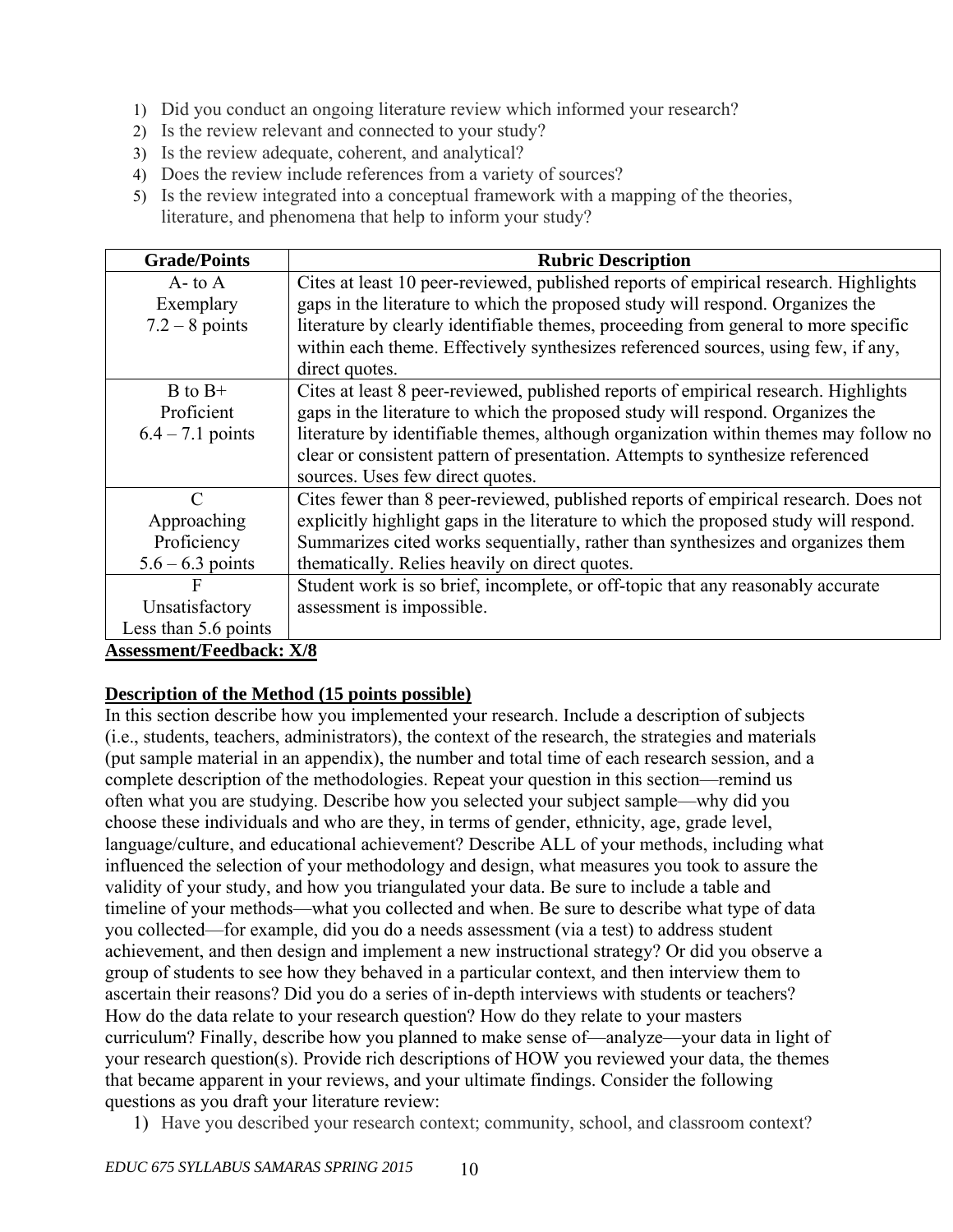1) Did you conduct an ongoing literature review which informed your research?
2) Is the review relevant and connected to your study?
3) Is the review adequate, coherent, and analytical?
4) Does the review include references from a variety of sources?
5) Is the review integrated into a conceptual framework with a mapping of the theories, literature, and phenomena that help to inform your study?

| Grade/Points | Rubric Description |
|---|---|
| A- to A<br>Exemplary<br>7.2 – 8 points | Cites at least 10 peer-reviewed, published reports of empirical research. Highlights gaps in the literature to which the proposed study will respond. Organizes the literature by clearly identifiable themes, proceeding from general to more specific within each theme. Effectively synthesizes referenced sources, using few, if any, direct quotes. |
| B to B+<br>Proficient<br>6.4 – 7.1 points | Cites at least 8 peer-reviewed, published reports of empirical research. Highlights gaps in the literature to which the proposed study will respond. Organizes the literature by identifiable themes, although organization within themes may follow no clear or consistent pattern of presentation. Attempts to synthesize referenced sources. Uses few direct quotes. |
| C<br>Approaching Proficiency<br>5.6 – 6.3 points | Cites fewer than 8 peer-reviewed, published reports of empirical research. Does not explicitly highlight gaps in the literature to which the proposed study will respond. Summarizes cited works sequentially, rather than synthesizes and organizes them thematically. Relies heavily on direct quotes. |
| F<br>Unsatisfactory<br>Less than 5.6 points | Student work is so brief, incomplete, or off-topic that any reasonably accurate assessment is impossible. |

**Assessment/Feedback: X/8**

**Description of the Method (15 points possible)**

In this section describe how you implemented your research. Include a description of subjects (i.e., students, teachers, administrators), the context of the research, the strategies and materials (put sample material in an appendix), the number and total time of each research session, and a complete description of the methodologies. Repeat your question in this section—remind us often what you are studying. Describe how you selected your subject sample—why did you choose these individuals and who are they, in terms of gender, ethnicity, age, grade level, language/culture, and educational achievement? Describe ALL of your methods, including what influenced the selection of your methodology and design, what measures you took to assure the validity of your study, and how you triangulated your data. Be sure to include a table and timeline of your methods—what you collected and when. Be sure to describe what type of data you collected—for example, did you do a needs assessment (via a test) to address student achievement, and then design and implement a new instructional strategy? Or did you observe a group of students to see how they behaved in a particular context, and then interview them to ascertain their reasons? Did you do a series of in-depth interviews with students or teachers? How do the data relate to your research question? How do they relate to your masters curriculum? Finally, describe how you planned to make sense of—analyze—your data in light of your research question(s). Provide rich descriptions of HOW you reviewed your data, the themes that became apparent in your reviews, and your ultimate findings. Consider the following questions as you draft your literature review:

1) Have you described your research context; community, school, and classroom context?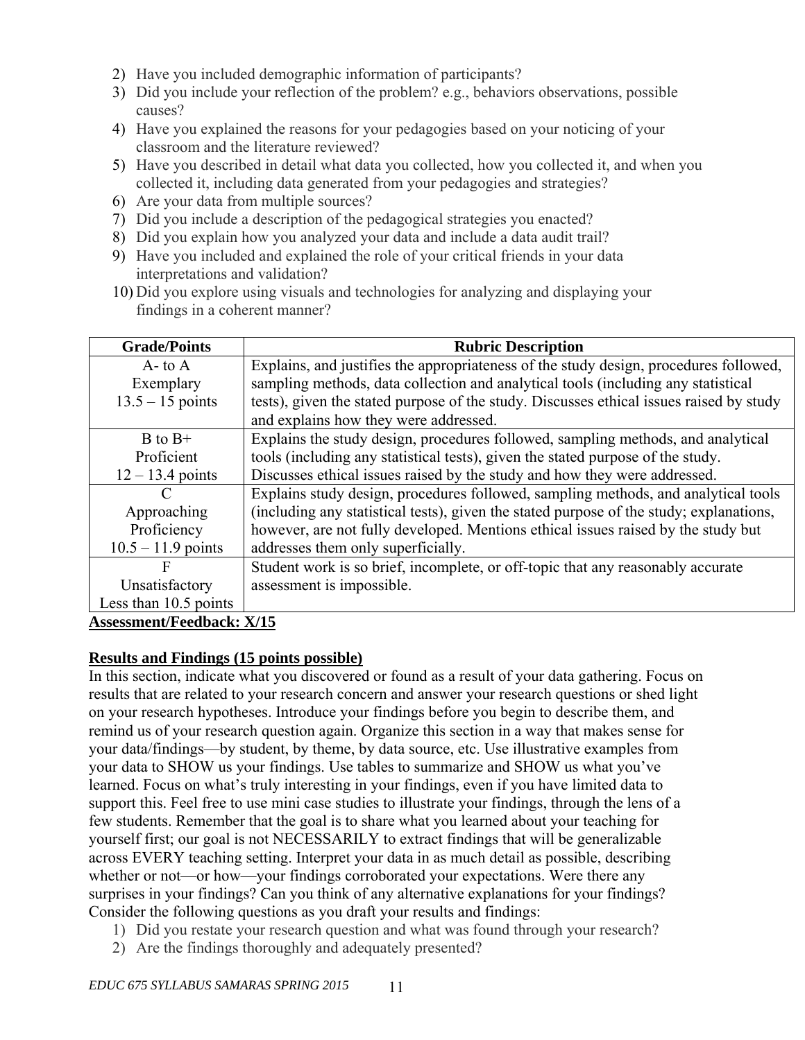2) Have you included demographic information of participants?
3) Did you include your reflection of the problem? e.g., behaviors observations, possible causes?
4) Have you explained the reasons for your pedagogies based on your noticing of your classroom and the literature reviewed?
5) Have you described in detail what data you collected, how you collected it, and when you collected it, including data generated from your pedagogies and strategies?
6) Are your data from multiple sources?
7) Did you include a description of the pedagogical strategies you enacted?
8) Did you explain how you analyzed your data and include a data audit trail?
9) Have you included and explained the role of your critical friends in your data interpretations and validation?
10) Did you explore using visuals and technologies for analyzing and displaying your findings in a coherent manner?

| Grade/Points | Rubric Description |
|---|---|
| A- to A<br>Exemplary<br>13.5 – 15 points | Explains, and justifies the appropriateness of the study design, procedures followed, sampling methods, data collection and analytical tools (including any statistical tests), given the stated purpose of the study. Discusses ethical issues raised by study and explains how they were addressed. |
| B to B+<br>Proficient<br>12 – 13.4 points | Explains the study design, procedures followed, sampling methods, and analytical tools (including any statistical tests), given the stated purpose of the study. Discusses ethical issues raised by the study and how they were addressed. |
| C<br>Approaching Proficiency<br>10.5 – 11.9 points | Explains study design, procedures followed, sampling methods, and analytical tools (including any statistical tests), given the stated purpose of the study; explanations, however, are not fully developed. Mentions ethical issues raised by the study but addresses them only superficially. |
| F<br>Unsatisfactory<br>Less than 10.5 points | Student work is so brief, incomplete, or off-topic that any reasonably accurate assessment is impossible. |

**Assessment/Feedback: X/15**

**Results and Findings (15 points possible)**

In this section, indicate what you discovered or found as a result of your data gathering. Focus on results that are related to your research concern and answer your research questions or shed light on your research hypotheses. Introduce your findings before you begin to describe them, and remind us of your research question again. Organize this section in a way that makes sense for your data/findings—by student, by theme, by data source, etc. Use illustrative examples from your data to SHOW us your findings. Use tables to summarize and SHOW us what you've learned. Focus on what's truly interesting in your findings, even if you have limited data to support this. Feel free to use mini case studies to illustrate your findings, through the lens of a few students. Remember that the goal is to share what you learned about your teaching for yourself first; our goal is not NECESSARILY to extract findings that will be generalizable across EVERY teaching setting. Interpret your data in as much detail as possible, describing whether or not—or how—your findings corroborated your expectations. Were there any surprises in your findings? Can you think of any alternative explanations for your findings? Consider the following questions as you draft your results and findings:

1) Did you restate your research question and what was found through your research?
2) Are the findings thoroughly and adequately presented?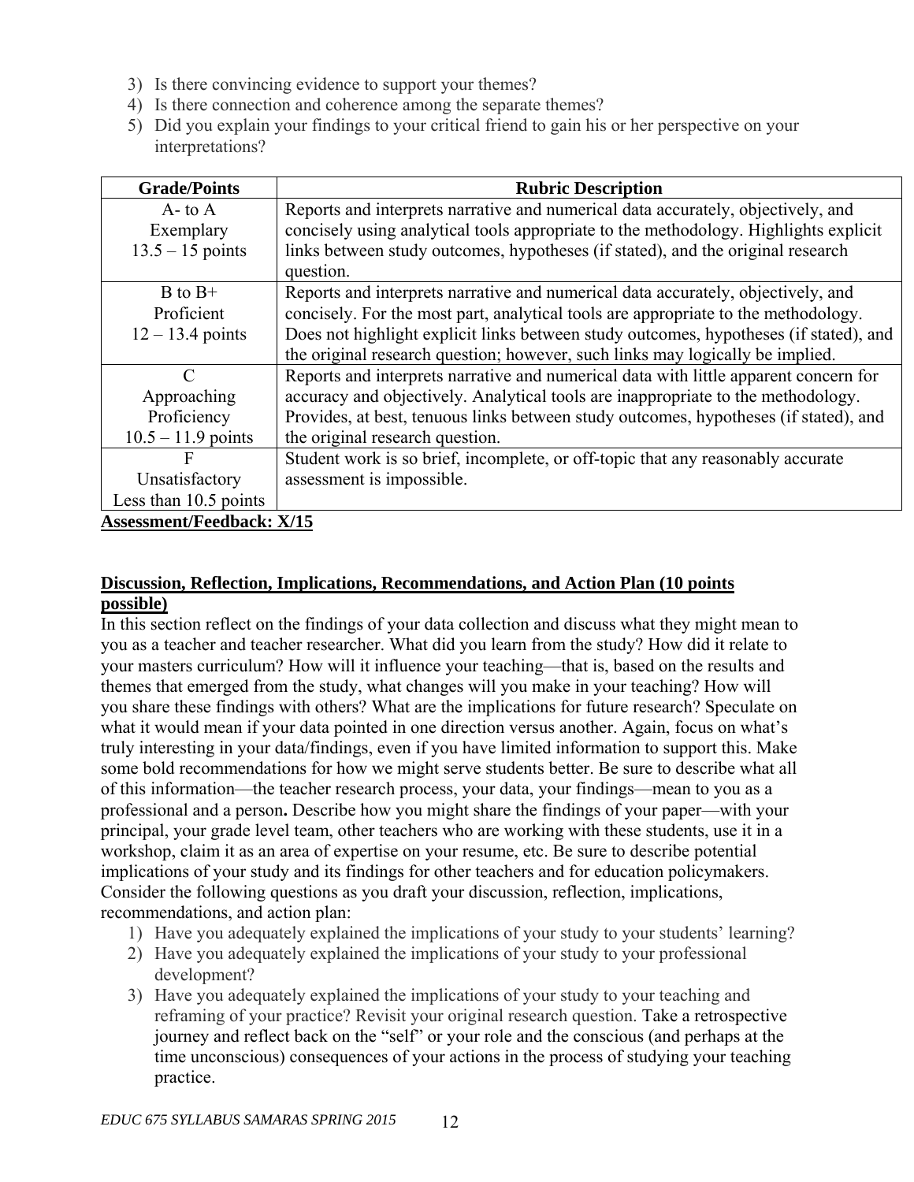3) Is there convincing evidence to support your themes?
4) Is there connection and coherence among the separate themes?
5) Did you explain your findings to your critical friend to gain his or her perspective on your interpretations?

| Grade/Points | Rubric Description |
|---|---|
| A- to A<br>Exemplary<br>13.5 – 15 points | Reports and interprets narrative and numerical data accurately, objectively, and concisely using analytical tools appropriate to the methodology. Highlights explicit links between study outcomes, hypotheses (if stated), and the original research question. |
| B to B+<br>Proficient<br>12 – 13.4 points | Reports and interprets narrative and numerical data accurately, objectively, and concisely. For the most part, analytical tools are appropriate to the methodology. Does not highlight explicit links between study outcomes, hypotheses (if stated), and the original research question; however, such links may logically be implied. |
| C<br>Approaching Proficiency<br>10.5 – 11.9 points | Reports and interprets narrative and numerical data with little apparent concern for accuracy and objectively. Analytical tools are inappropriate to the methodology. Provides, at best, tenuous links between study outcomes, hypotheses (if stated), and the original research question. |
| F<br>Unsatisfactory<br>Less than 10.5 points | Student work is so brief, incomplete, or off-topic that any reasonably accurate assessment is impossible. |

**Assessment/Feedback: X/15**

**Discussion, Reflection, Implications, Recommendations, and Action Plan (10 points possible)**

In this section reflect on the findings of your data collection and discuss what they might mean to you as a teacher and teacher researcher. What did you learn from the study? How did it relate to your masters curriculum? How will it influence your teaching—that is, based on the results and themes that emerged from the study, what changes will you make in your teaching? How will you share these findings with others? What are the implications for future research? Speculate on what it would mean if your data pointed in one direction versus another. Again, focus on what's truly interesting in your data/findings, even if you have limited information to support this. Make some bold recommendations for how we might serve students better. Be sure to describe what all of this information—the teacher research process, your data, your findings—mean to you as a professional and a person**.** Describe how you might share the findings of your paper—with your principal, your grade level team, other teachers who are working with these students, use it in a workshop, claim it as an area of expertise on your resume, etc. Be sure to describe potential implications of your study and its findings for other teachers and for education policymakers. Consider the following questions as you draft your discussion, reflection, implications, recommendations, and action plan:

1) Have you adequately explained the implications of your study to your students' learning?
2) Have you adequately explained the implications of your study to your professional development?
3) Have you adequately explained the implications of your study to your teaching and reframing of your practice? Revisit your original research question. Take a retrospective journey and reflect back on the "self" or your role and the conscious (and perhaps at the time unconscious) consequences of your actions in the process of studying your teaching practice.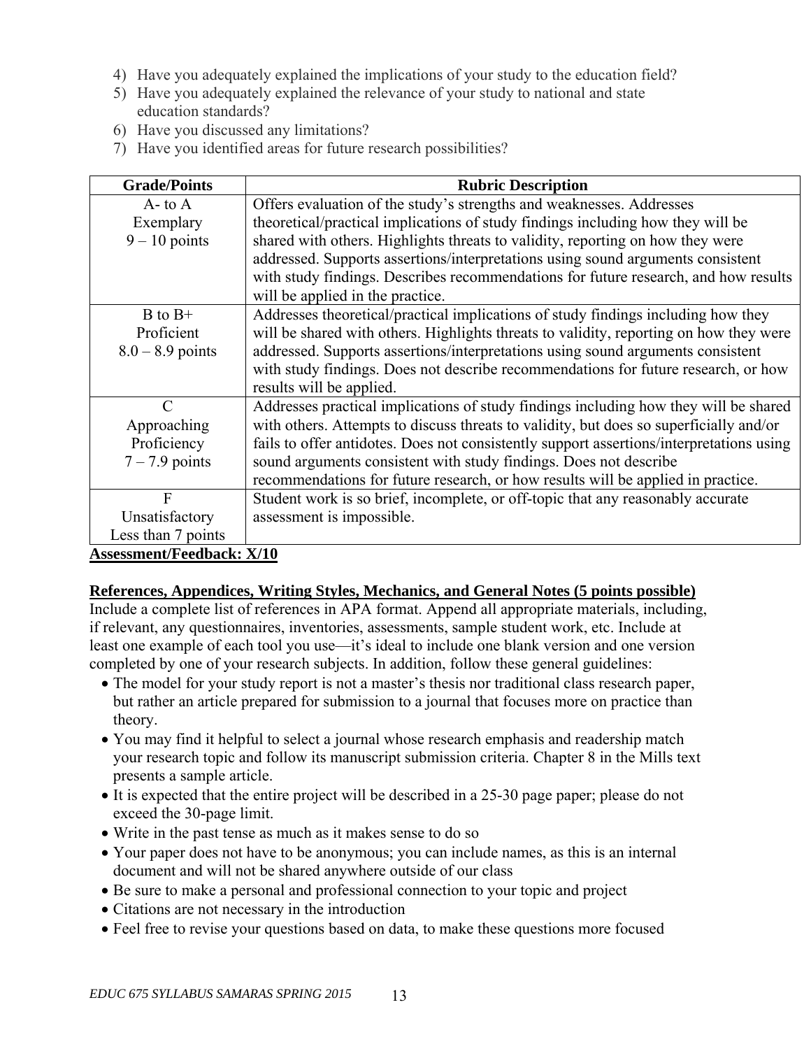4) Have you adequately explained the implications of your study to the education field?
5) Have you adequately explained the relevance of your study to national and state education standards?
6) Have you discussed any limitations?
7) Have you identified areas for future research possibilities?

| Grade/Points | Rubric Description |
|---|---|
| A- to A<br>Exemplary<br>9 – 10 points | Offers evaluation of the study's strengths and weaknesses. Addresses theoretical/practical implications of study findings including how they will be shared with others. Highlights threats to validity, reporting on how they were addressed. Supports assertions/interpretations using sound arguments consistent with study findings. Describes recommendations for future research, and how results will be applied in the practice. |
| B to B+<br>Proficient<br>8.0 – 8.9 points | Addresses theoretical/practical implications of study findings including how they will be shared with others. Highlights threats to validity, reporting on how they were addressed. Supports assertions/interpretations using sound arguments consistent with study findings. Does not describe recommendations for future research, or how results will be applied. |
| C<br>Approaching Proficiency<br>7 – 7.9 points | Addresses practical implications of study findings including how they will be shared with others. Attempts to discuss threats to validity, but does so superficially and/or fails to offer antidotes. Does not consistently support assertions/interpretations using sound arguments consistent with study findings. Does not describe recommendations for future research, or how results will be applied in practice. |
| F<br>Unsatisfactory<br>Less than 7 points | Student work is so brief, incomplete, or off-topic that any reasonably accurate assessment is impossible. |

**Assessment/Feedback: X/10**

**References, Appendices, Writing Styles, Mechanics, and General Notes (5 points possible)**

Include a complete list of references in APA format. Append all appropriate materials, including, if relevant, any questionnaires, inventories, assessments, sample student work, etc. Include at least one example of each tool you use—it's ideal to include one blank version and one version completed by one of your research subjects. In addition, follow these general guidelines:

- The model for your study report is not a master's thesis nor traditional class research paper, but rather an article prepared for submission to a journal that focuses more on practice than theory.
- You may find it helpful to select a journal whose research emphasis and readership match your research topic and follow its manuscript submission criteria. Chapter 8 in the Mills text presents a sample article.
- It is expected that the entire project will be described in a 25-30 page paper; please do not exceed the 30-page limit.
- Write in the past tense as much as it makes sense to do so
- Your paper does not have to be anonymous; you can include names, as this is an internal document and will not be shared anywhere outside of our class
- Be sure to make a personal and professional connection to your topic and project
- Citations are not necessary in the introduction
- Feel free to revise your questions based on data, to make these questions more focused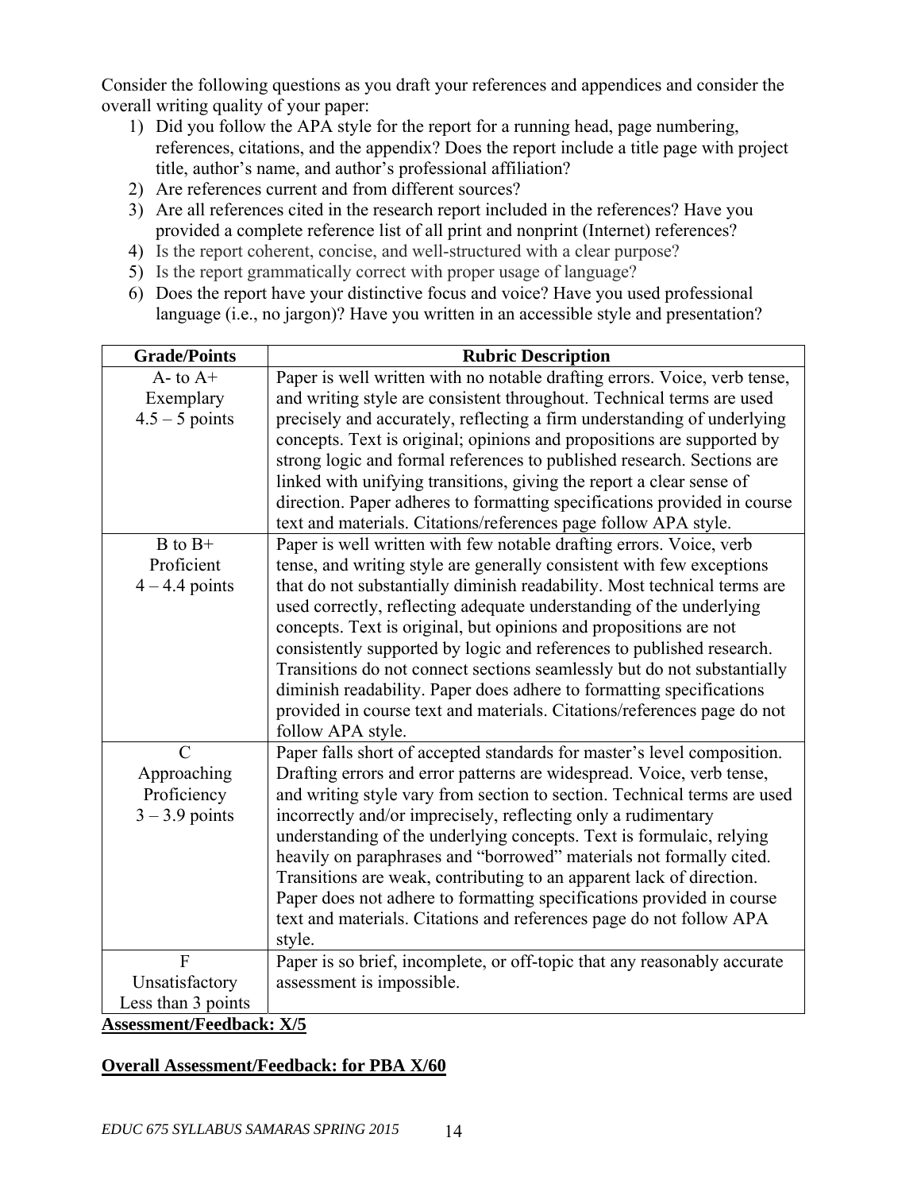Consider the following questions as you draft your references and appendices and consider the overall writing quality of your paper:

1) Did you follow the APA style for the report for a running head, page numbering, references, citations, and the appendix? Does the report include a title page with project title, author's name, and author's professional affiliation?
2) Are references current and from different sources?
3) Are all references cited in the research report included in the references? Have you provided a complete reference list of all print and nonprint (Internet) references?
4) Is the report coherent, concise, and well-structured with a clear purpose?
5) Is the report grammatically correct with proper usage of language?
6) Does the report have your distinctive focus and voice? Have you used professional language (i.e., no jargon)? Have you written in an accessible style and presentation?

| Grade/Points | Rubric Description |
|---|---|
| A- to A+<br>Exemplary<br>4.5 – 5 points | Paper is well written with no notable drafting errors. Voice, verb tense, and writing style are consistent throughout. Technical terms are used precisely and accurately, reflecting a firm understanding of underlying concepts. Text is original; opinions and propositions are supported by strong logic and formal references to published research. Sections are linked with unifying transitions, giving the report a clear sense of direction. Paper adheres to formatting specifications provided in course text and materials. Citations/references page follow APA style. |
| B to B+<br>Proficient<br>4 – 4.4 points | Paper is well written with few notable drafting errors. Voice, verb tense, and writing style are generally consistent with few exceptions that do not substantially diminish readability. Most technical terms are used correctly, reflecting adequate understanding of the underlying concepts. Text is original, but opinions and propositions are not consistently supported by logic and references to published research. Transitions do not connect sections seamlessly but do not substantially diminish readability. Paper does adhere to formatting specifications provided in course text and materials. Citations/references page do not follow APA style. |
| C<br>Approaching Proficiency<br>3 – 3.9 points | Paper falls short of accepted standards for master's level composition. Drafting errors and error patterns are widespread. Voice, verb tense, and writing style vary from section to section. Technical terms are used incorrectly and/or imprecisely, reflecting only a rudimentary understanding of the underlying concepts. Text is formulaic, relying heavily on paraphrases and "borrowed" materials not formally cited. Transitions are weak, contributing to an apparent lack of direction. Paper does not adhere to formatting specifications provided in course text and materials. Citations and references page do not follow APA style. |
| F<br>Unsatisfactory<br>Less than 3 points | Paper is so brief, incomplete, or off-topic that any reasonably accurate assessment is impossible. |

**Assessment/Feedback: X/5**

**Overall Assessment/Feedback: for PBA X/60**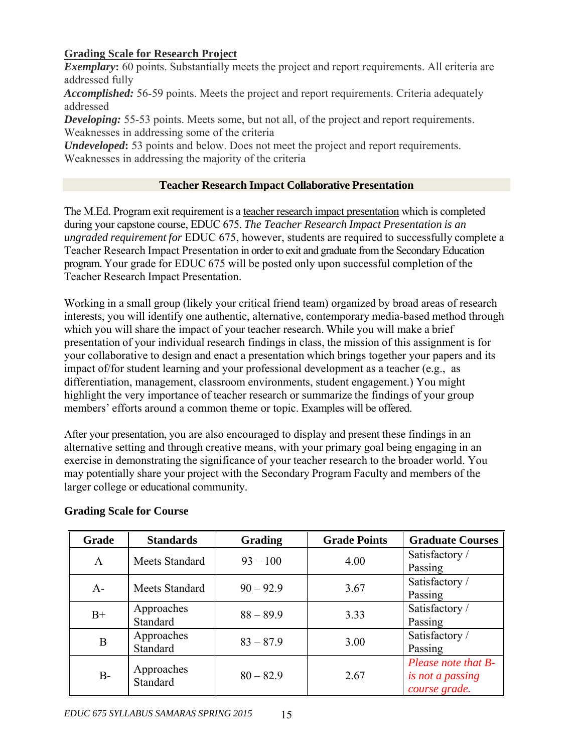## Grading Scale for Research Project

***Exemplary*:** 60 points. Substantially meets the project and report requirements. All criteria are addressed fully

***Accomplished:*** 56-59 points. Meets the project and report requirements. Criteria adequately addressed

***Developing:*** 55-53 points. Meets some, but not all, of the project and report requirements. Weaknesses in addressing some of the criteria

***Undeveloped*:** 53 points and below. Does not meet the project and report requirements. Weaknesses in addressing the majority of the criteria

## Teacher Research Impact Collaborative Presentation

The M.Ed. Program exit requirement is a teacher research impact presentation which is completed during your capstone course, EDUC 675. *The Teacher Research Impact Presentation is an ungraded requirement for* EDUC 675, however, students are required to successfully complete a Teacher Research Impact Presentation in order to exit and graduate from the Secondary Education program. Your grade for EDUC 675 will be posted only upon successful completion of the Teacher Research Impact Presentation.

Working in a small group (likely your critical friend team) organized by broad areas of research interests, you will identify one authentic, alternative, contemporary media-based method through which you will share the impact of your teacher research. While you will make a brief presentation of your individual research findings in class, the mission of this assignment is for your collaborative to design and enact a presentation which brings together your papers and its impact of/for student learning and your professional development as a teacher (e.g., as differentiation, management, classroom environments, student engagement.) You might highlight the very importance of teacher research or summarize the findings of your group members' efforts around a common theme or topic. Examples will be offered.

After your presentation, you are also encouraged to display and present these findings in an alternative setting and through creative means, with your primary goal being engaging in an exercise in demonstrating the significance of your teacher research to the broader world. You may potentially share your project with the Secondary Program Faculty and members of the larger college or educational community.

### Grading Scale for Course

| Grade | Standards | Grading | Grade Points | Graduate Courses |
|---|---|---|---|---|
| A | Meets Standard | 93 – 100 | 4.00 | Satisfactory / Passing |
| A- | Meets Standard | 90 – 92.9 | 3.67 | Satisfactory / Passing |
| B+ | Approaches Standard | 88 – 89.9 | 3.33 | Satisfactory / Passing |
| B | Approaches Standard | 83 – 87.9 | 3.00 | Satisfactory / Passing |
| B- | Approaches Standard | 80 – 82.9 | 2.67 | *Please note that B- is not a passing course grade.* |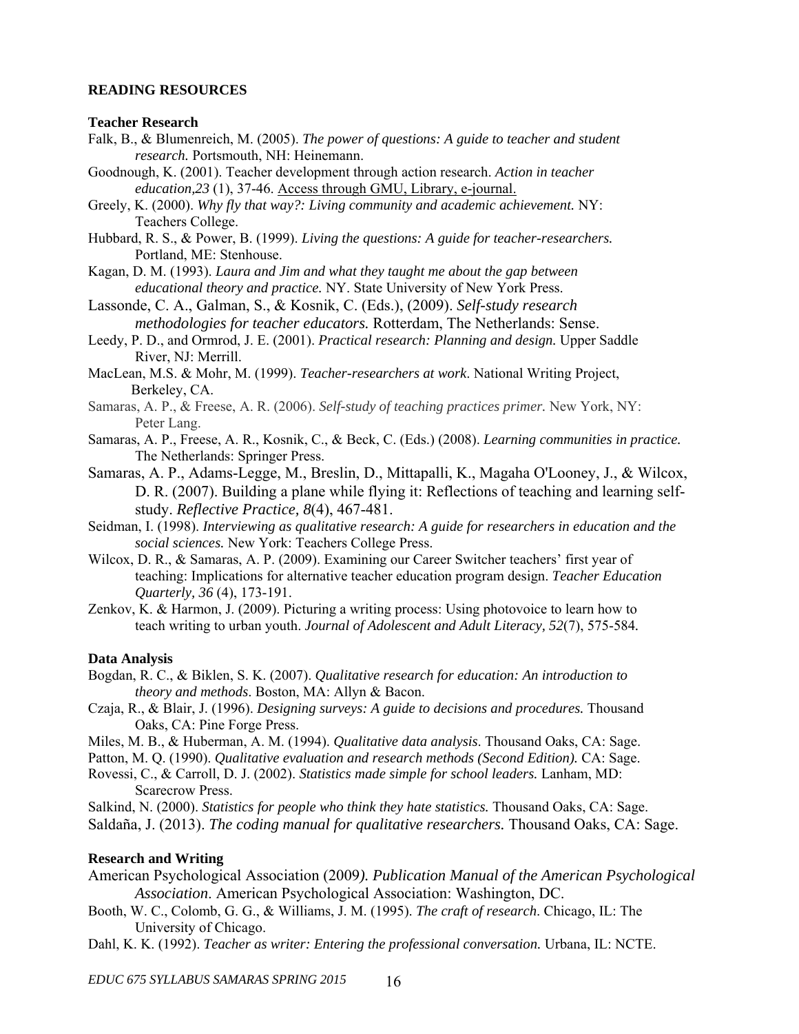**READING RESOURCES**

**Teacher Research**

Falk, B., & Blumenreich, M. (2005). *The power of questions: A guide to teacher and student research.* Portsmouth, NH: Heinemann.

Goodnough, K. (2001). Teacher development through action research. *Action in teacher education,23* (1), 37-46. Access through GMU, Library, e-journal.

Greely, K. (2000). *Why fly that way?: Living community and academic achievement.* NY: Teachers College.

Hubbard, R. S., & Power, B. (1999). *Living the questions: A guide for teacher-researchers.* Portland, ME: Stenhouse.

Kagan, D. M. (1993). *Laura and Jim and what they taught me about the gap between educational theory and practice.* NY. State University of New York Press.

Lassonde, C. A., Galman, S., & Kosnik, C. (Eds.), (2009). *Self-study research methodologies for teacher educators.* Rotterdam, The Netherlands: Sense.

Leedy, P. D., and Ormrod, J. E. (2001). *Practical research: Planning and design.* Upper Saddle River, NJ: Merrill.

MacLean, M.S. & Mohr, M. (1999). *Teacher-researchers at work*. National Writing Project, Berkeley, CA.

Samaras, A. P., & Freese, A. R. (2006). *Self-study of teaching practices primer.* New York, NY: Peter Lang.

Samaras, A. P., Freese, A. R., Kosnik, C., & Beck, C. (Eds.) (2008). *Learning communities in practice.* The Netherlands: Springer Press.

Samaras, A. P., Adams-Legge, M., Breslin, D., Mittapalli, K., Magaha O'Looney, J., & Wilcox, D. R. (2007). Building a plane while flying it: Reflections of teaching and learning self-study. *Reflective Practice, 8*(4), 467-481.

Seidman, I. (1998). *Interviewing as qualitative research: A guide for researchers in education and the social sciences.* New York: Teachers College Press.

Wilcox, D. R., & Samaras, A. P. (2009). Examining our Career Switcher teachers' first year of teaching: Implications for alternative teacher education program design. *Teacher Education Quarterly, 36* (4), 173-191.

Zenkov, K. & Harmon, J. (2009). Picturing a writing process: Using photovoice to learn how to teach writing to urban youth. *Journal of Adolescent and Adult Literacy, 52*(7), 575-584.

**Data Analysis**

Bogdan, R. C., & Biklen, S. K. (2007). *Qualitative research for education: An introduction to theory and methods*. Boston, MA: Allyn & Bacon.

Czaja, R., & Blair, J. (1996). *Designing surveys: A guide to decisions and procedures.* Thousand Oaks, CA: Pine Forge Press.

Miles, M. B., & Huberman, A. M. (1994). *Qualitative data analysis*. Thousand Oaks, CA: Sage.

Patton, M. Q. (1990). *Qualitative evaluation and research methods (Second Edition).* CA: Sage.

Rovessi, C., & Carroll, D. J. (2002). *Statistics made simple for school leaders.* Lanham, MD: Scarecrow Press.

Salkind, N. (2000). *Statistics for people who think they hate statistics.* Thousand Oaks, CA: Sage.

Saldaña, J. (2013). *The coding manual for qualitative researchers.* Thousand Oaks, CA: Sage.

**Research and Writing**

American Psychological Association (2009*). Publication Manual of the American Psychological Association*. American Psychological Association: Washington, DC.

Booth, W. C., Colomb, G. G., & Williams, J. M. (1995). *The craft of research*. Chicago, IL: The University of Chicago.

Dahl, K. K. (1992). *Teacher as writer: Entering the professional conversation.* Urbana, IL: NCTE.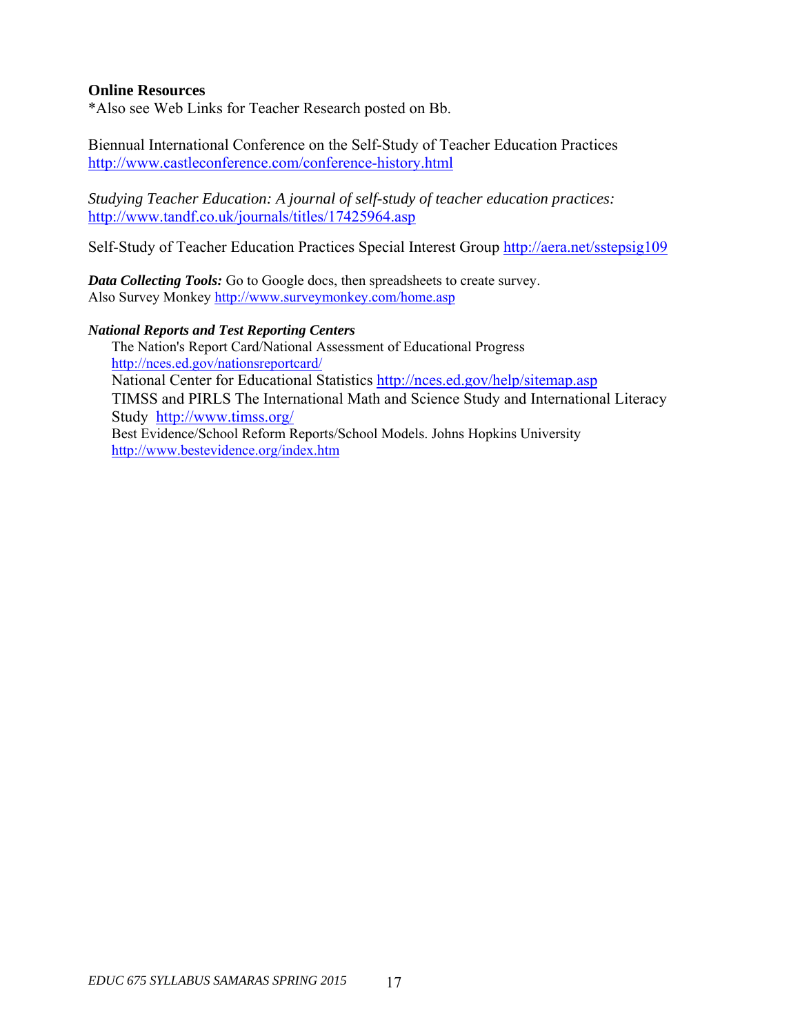**Online Resources**

*Also see Web Links for Teacher Research posted on Bb.

Biennual International Conference on the Self-Study of Teacher Education Practices
http://www.castleconference.com/conference-history.html

*Studying Teacher Education: A journal of self-study of teacher education practices:*
http://www.tandf.co.uk/journals/titles/17425964.asp

Self-Study of Teacher Education Practices Special Interest Group http://aera.net/sstepsig109

***Data Collecting Tools:*** Go to Google docs, then spreadsheets to create survey.
Also Survey Monkey http://www.surveymonkey.com/home.asp

***National Reports and Test Reporting Centers***

The Nation's Report Card/National Assessment of Educational Progress
http://nces.ed.gov/nationsreportcard/

National Center for Educational Statistics http://nces.ed.gov/help/sitemap.asp

TIMSS and PIRLS The International Math and Science Study and International Literacy Study http://www.timss.org/

Best Evidence/School Reform Reports/School Models. Johns Hopkins University
http://www.bestevidence.org/index.htm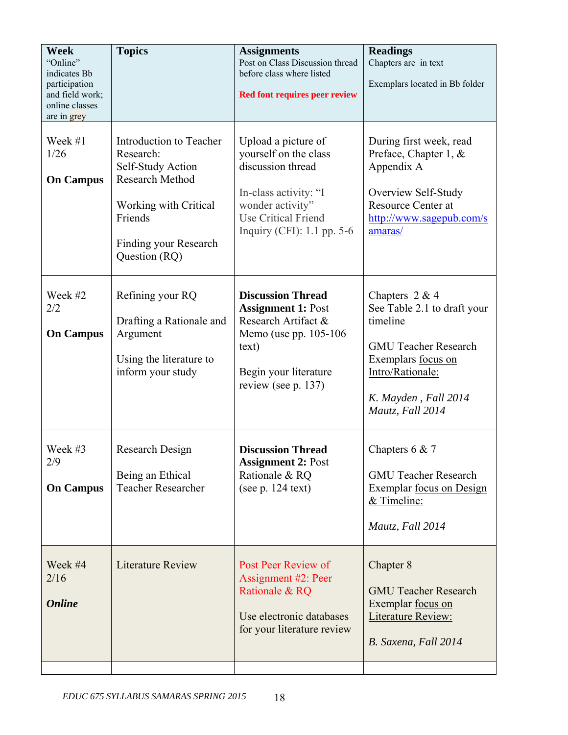| **Week** "Online" indicates Bb participation and field work; online classes are in grey | **Topics** | **Assignments** Post on Class Discussion thread before class where listed **Red font requires peer review** | **Readings** Chapters are in text Exemplars located in Bb folder |
|---|---|---|---|
| Week #1 1/26 **On Campus** | Introduction to Teacher Research: Self-Study Action Research Method<br><br>Working with Critical Friends<br><br>Finding your Research Question (RQ) | Upload a picture of yourself on the class discussion thread<br><br>In-class activity: "I wonder activity" Use Critical Friend Inquiry (CFI): 1.1 pp. 5-6 | During first week, read Preface, Chapter 1, & Appendix A<br><br>Overview Self-Study Resource Center at http://www.sagepub.com/samaras/ |
| Week #2 2/2 **On Campus** | Refining your RQ<br><br>Drafting a Rationale and Argument<br><br>Using the literature to inform your study | **Discussion Thread Assignment 1:** Post Research Artifact & Memo (use pp. 105-106 text)<br><br>Begin your literature review (see p. 137) | Chapters 2 & 4 See Table 2.1 to draft your timeline<br><br>GMU Teacher Research Exemplars focus on Intro/Rationale:<br><br>*K. Mayden , Fall 2014*<br>*Mautz, Fall 2014* |
| Week #3 2/9 **On Campus** | Research Design<br><br>Being an Ethical Teacher Researcher | **Discussion Thread Assignment 2:** Post Rationale & RQ (see p. 124 text) | Chapters 6 & 7<br><br>GMU Teacher Research Exemplar focus on Design & Timeline:<br><br>*Mautz, Fall 2014* |
| Week #4 2/16 ***Online*** | Literature Review | Post Peer Review of Assignment #2: Peer Rationale & RQ<br><br>Use electronic databases for your literature review | Chapter 8<br><br>GMU Teacher Research Exemplar focus on Literature Review:<br><br>*B. Saxena, Fall 2014* |
| | | | |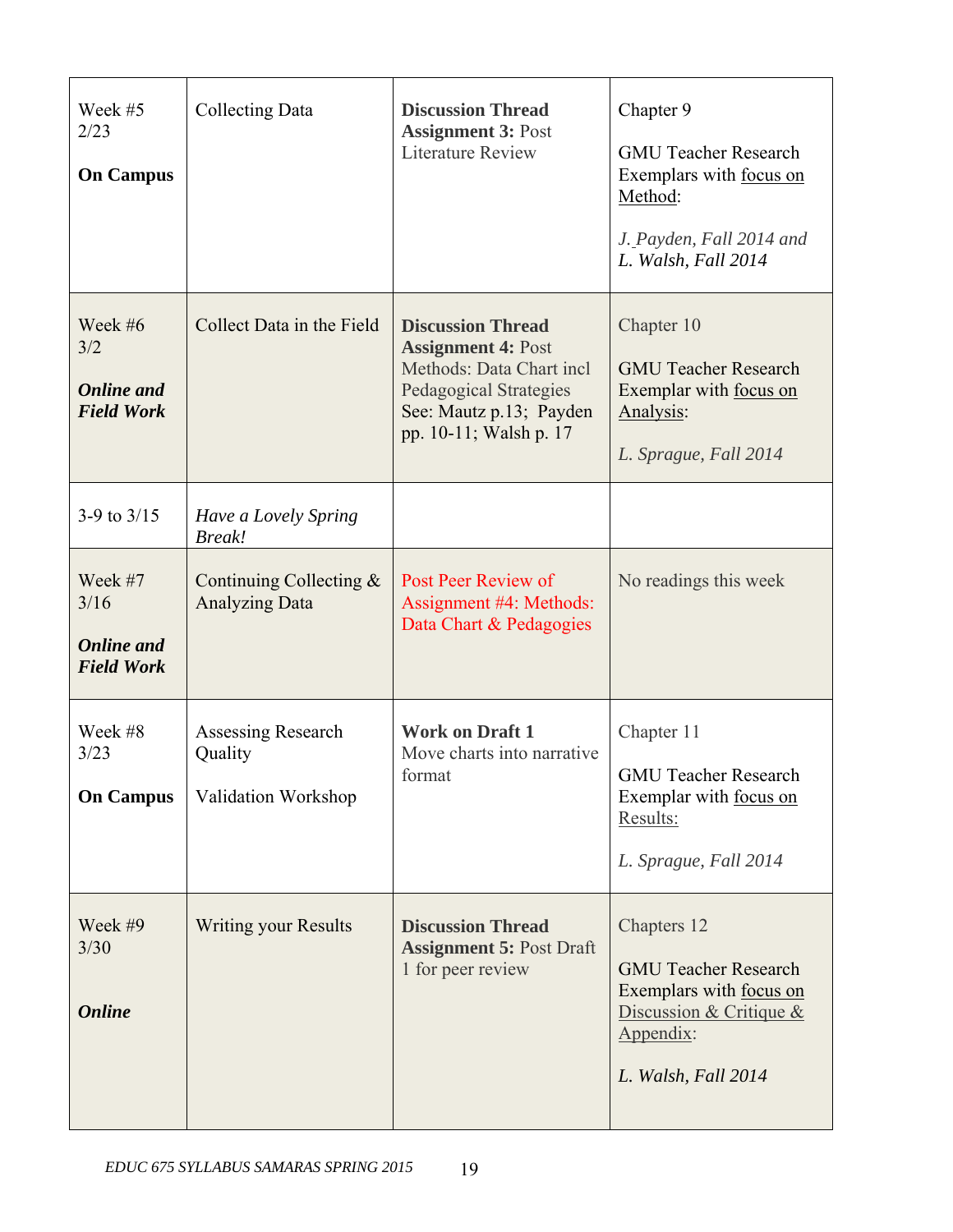| Week #5 2/23 **On Campus** | Collecting Data | **Discussion Thread Assignment 3:** Post Literature Review | Chapter 9<br><br>GMU Teacher Research Exemplars with focus on Method:<br><br>*J. Payden, Fall 2014 and L. Walsh, Fall 2014* |
|---|---|---|---|
| Week #6 3/2 ***Online and Field Work*** | Collect Data in the Field | **Discussion Thread Assignment 4:** Post Methods: Data Chart incl Pedagogical Strategies See: Mautz p.13; Payden pp. 10-11; Walsh p. 17 | Chapter 10<br><br>GMU Teacher Research Exemplar with focus on Analysis:<br><br>*L. Sprague, Fall 2014* |
| 3-9 to 3/15 | *Have a Lovely Spring Break!* | | |
| Week #7 3/16 ***Online and Field Work*** | Continuing Collecting & Analyzing Data | Post Peer Review of Assignment #4: Methods: Data Chart & Pedagogies | No readings this week |
| Week #8 3/23 **On Campus** | Assessing Research Quality<br><br>Validation Workshop | **Work on Draft 1** Move charts into narrative format | Chapter 11<br><br>GMU Teacher Research Exemplar with focus on Results:<br><br>*L. Sprague, Fall 2014* |
| Week #9 3/30 ***Online*** | Writing your Results | **Discussion Thread Assignment 5:** Post Draft 1 for peer review | Chapters 12<br><br>GMU Teacher Research Exemplars with focus on Discussion & Critique & Appendix:<br><br>*L. Walsh, Fall 2014* |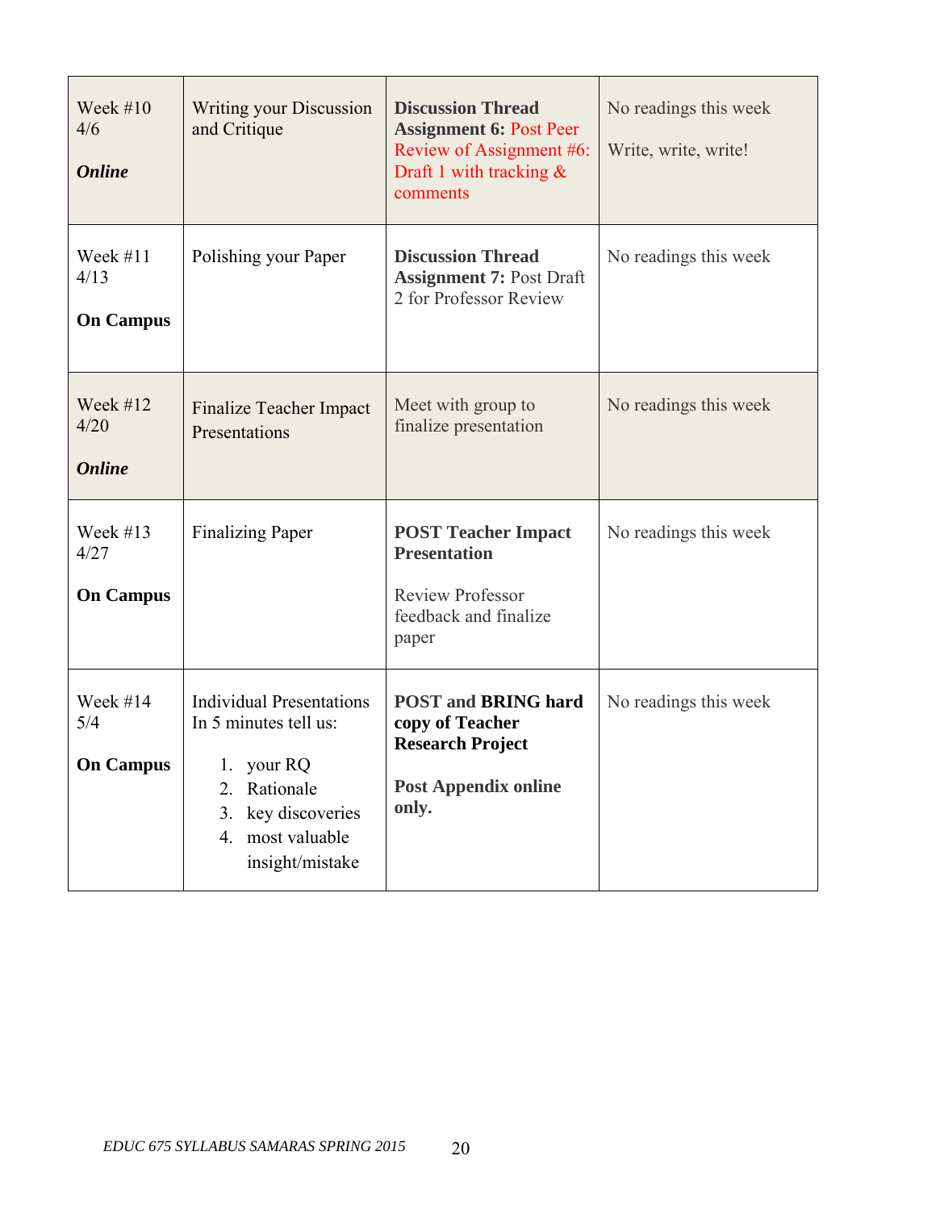| | | | |
|---|---|---|---|
| Week #10<br>4/6<br><br>***Online*** | Writing your Discussion and Critique | **Discussion Thread Assignment 6:** Post Peer Review of Assignment #6: Draft 1 with tracking & comments | No readings this week<br><br>Write, write, write! |
| Week #11<br>4/13<br><br>**On Campus** | Polishing your Paper | **Discussion Thread Assignment 7:** Post Draft 2 for Professor Review | No readings this week |
| Week #12<br>4/20<br><br>***Online*** | Finalize Teacher Impact Presentations | Meet with group to finalize presentation | No readings this week |
| Week #13<br>4/27<br><br>**On Campus** | Finalizing Paper | **POST Teacher Impact Presentation**<br><br>Review Professor feedback and finalize paper | No readings this week |
| Week #14<br>5/4<br><br>**On Campus** | Individual Presentations In 5 minutes tell us:<br>1. your RQ<br>2. Rationale<br>3. key discoveries<br>4. most valuable insight/mistake | **POST and BRING hard copy of Teacher Research Project**<br><br>**Post Appendix online only.** | No readings this week |